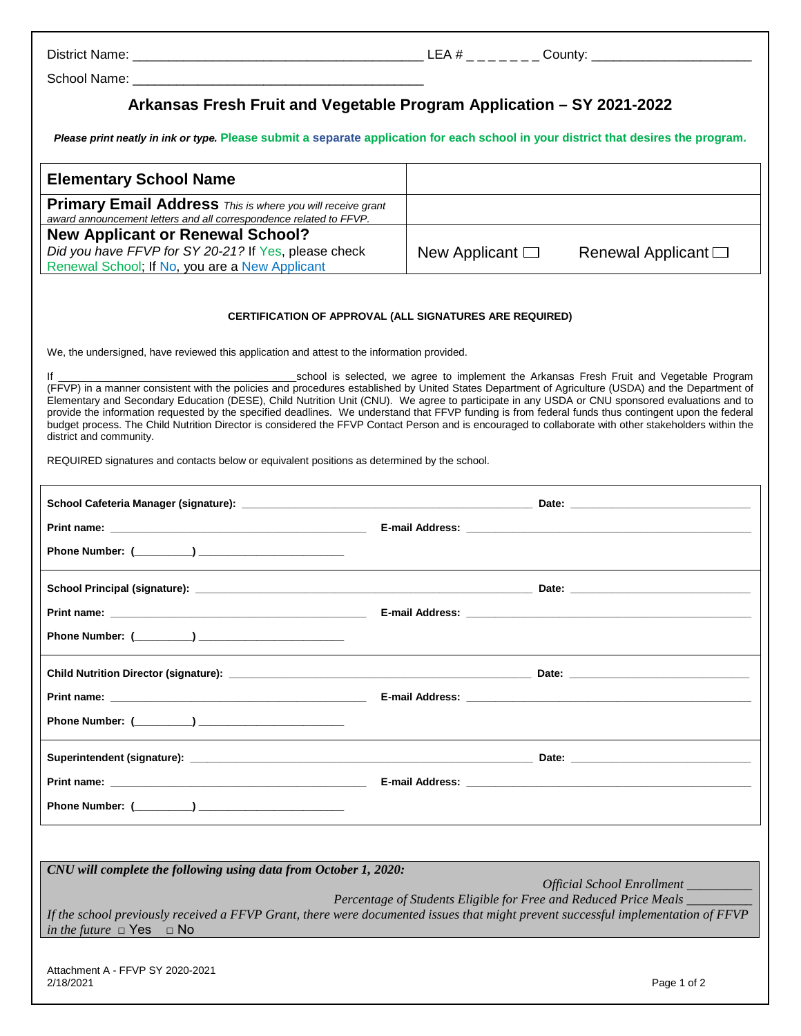District Name: ________________________________________ LEA # _ _ _ _ _ _ _ County: ______________________

School Name: ________________________________________

## Arkansas Fresh Fruit and Vegetable Program Application – SY 2021-2022

***Please print neatly in ink or type.*** **Please submit a separate application for each school in your district that desires the program.**

| | |
|---|---|
| **Elementary School Name** | |
| **Primary Email Address** *This is where you will receive grant award announcement letters and all correspondence related to FFVP.* | |
| **New Applicant or Renewal School?** *Did you have FFVP for SY 20-21?* If Yes, please check Renewal School; If No, you are a New Applicant | New Applicant ☐ Renewal Applicant ☐ |

**CERTIFICATION OF APPROVAL (ALL SIGNATURES ARE REQUIRED)**

We, the undersigned, have reviewed this application and attest to the information provided.

If ______________________________school is selected, we agree to implement the Arkansas Fresh Fruit and Vegetable Program (FFVP) in a manner consistent with the policies and procedures established by United States Department of Agriculture (USDA) and the Department of Elementary and Secondary Education (DESE), Child Nutrition Unit (CNU). We agree to participate in any USDA or CNU sponsored evaluations and to provide the information requested by the specified deadlines. We understand that FFVP funding is from federal funds thus contingent upon the federal budget process. The Child Nutrition Director is considered the FFVP Contact Person and is encouraged to collaborate with other stakeholders within the district and community.

REQUIRED signatures and contacts below or equivalent positions as determined by the school.

**School Cafeteria Manager (signature):** ______________________________ **Date:** ____________________

**Print name:** ______________________________ **E-mail Address:** ______________________________

**Phone Number: (_________)** ____________________

**School Principal (signature):** ______________________________ **Date:** ____________________

**Print name:** ______________________________ **E-mail Address:** ______________________________

**Phone Number: (_________)** ____________________

**Child Nutrition Director (signature):** ______________________________ **Date:** ____________________

**Print name:** ______________________________ **E-mail Address:** ______________________________

**Phone Number: (_________)** ____________________

**Superintendent (signature):** ______________________________ **Date:** ____________________

**Print name:** ______________________________ **E-mail Address:** ______________________________

**Phone Number: (_________)** ____________________

***CNU will complete the following using data from October 1, 2020:***

*Official School Enrollment* __________

*Percentage of Students Eligible for Free and Reduced Price Meals* __________

*If the school previously received a FFVP Grant, there were documented issues that might prevent successful implementation of FFVP in the future* □ Yes □ No

Attachment A - FFVP SY 2020-2021
2/18/2021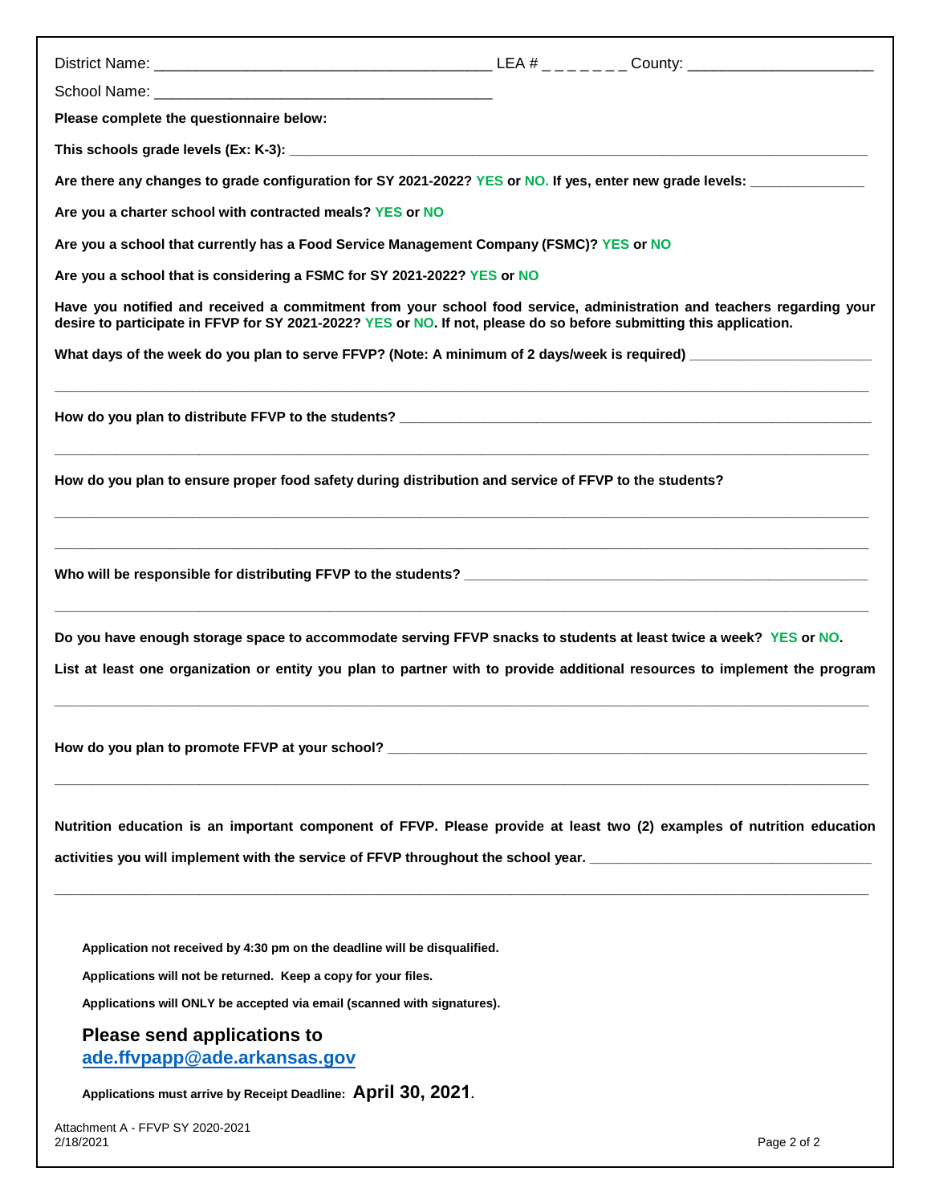District Name: ________________________________________ LEA # _ _ _ _ _ _ _ County: ______________________

School Name: ________________________________________

**Please complete the questionnaire below:**

**This schools grade levels (Ex: K-3):** ____________________________________________________________________________

**Are there any changes to grade configuration for SY 2021-2022? YES or NO. If yes, enter new grade levels:** ______________

**Are you a charter school with contracted meals? YES or NO**

**Are you a school that currently has a Food Service Management Company (FSMC)? YES or NO**

**Are you a school that is considering a FSMC for SY 2021-2022? YES or NO**

**Have you notified and received a commitment from your school food service, administration and teachers regarding your desire to participate in FFVP for SY 2021-2022? YES or NO. If not, please do so before submitting this application.**

**What days of the week do you plan to serve FFVP? (Note: A minimum of 2 days/week is required)** ______________________

_____________________________________________________________________________________________________

**How do you plan to distribute FFVP to the students?** ___________________________________________________________

_____________________________________________________________________________________________________

**How do you plan to ensure proper food safety during distribution and service of FFVP to the students?**

_____________________________________________________________________________________________________

_____________________________________________________________________________________________________

**Who will be responsible for distributing FFVP to the students?** __________________________________________________

_____________________________________________________________________________________________________

**Do you have enough storage space to accommodate serving FFVP snacks to students at least twice a week? YES or NO.**

**List at least one organization or entity you plan to partner with to provide additional resources to implement the program**

_____________________________________________________________________________________________________

**How do you plan to promote FFVP at your school?** _______________________________________________________________

_____________________________________________________________________________________________________

**Nutrition education is an important component of FFVP. Please provide at least two (2) examples of nutrition education activities you will implement with the service of FFVP throughout the school year.** ___________________________________

_____________________________________________________________________________________________________

**Application not received by 4:30 pm on the deadline will be disqualified.**

**Applications will not be returned. Keep a copy for your files.**

**Applications will ONLY be accepted via email (scanned with signatures).**

## Please send applications to [ade.ffvpapp@ade.arkansas.gov](mailto:ade.ffvpapp@ade.arkansas.gov)

**Applications must arrive by Receipt Deadline: April 30, 2021.**

Attachment A - FFVP SY 2020-2021
2/18/2021